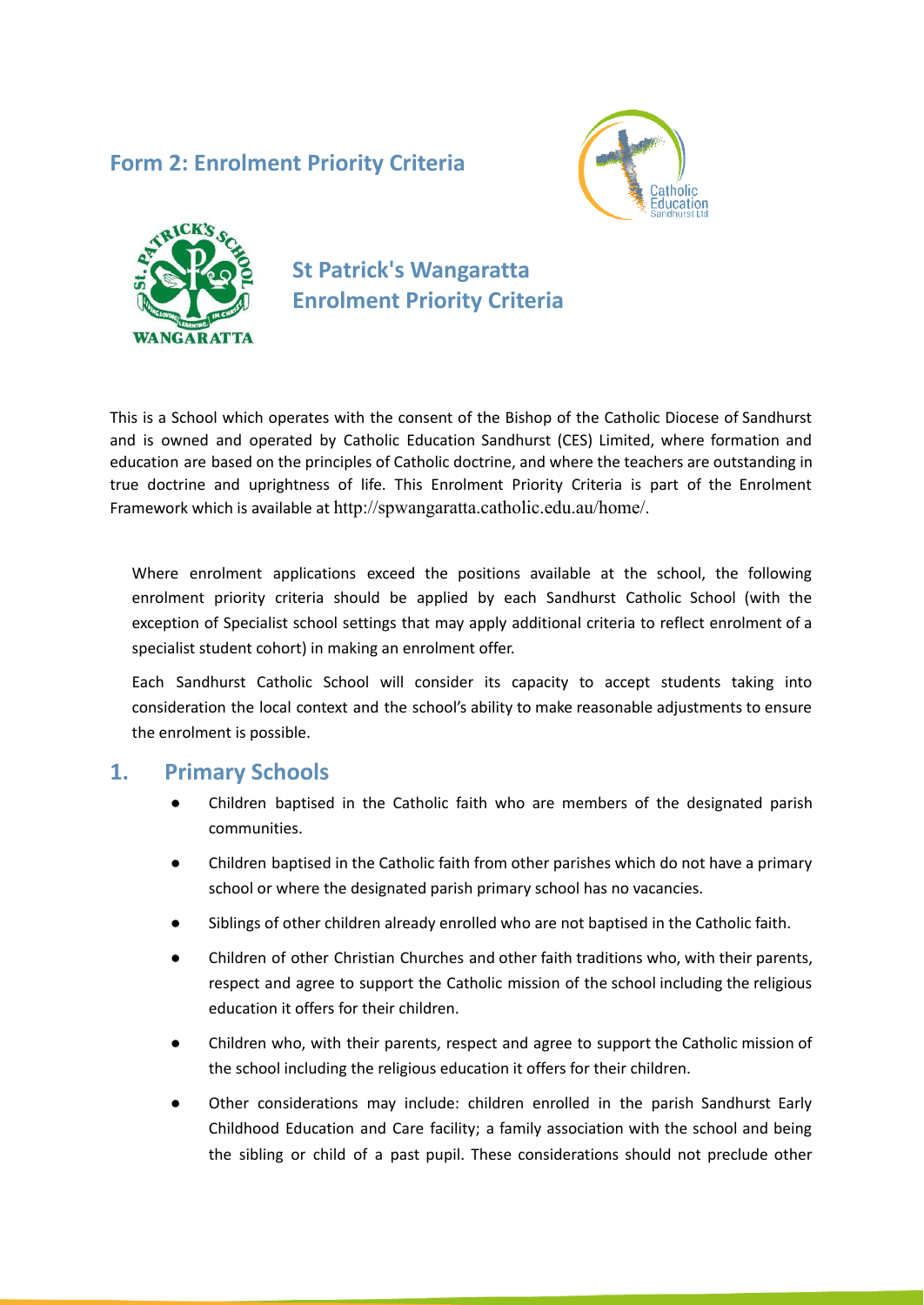# Form 2: Enrolment Priority Criteria

## St Patrick's Wangaratta Enrolment Priority Criteria

This is a School which operates with the consent of the Bishop of the Catholic Diocese of Sandhurst and is owned and operated by Catholic Education Sandhurst (CES) Limited, where formation and education are based on the principles of Catholic doctrine, and where the teachers are outstanding in true doctrine and uprightness of life. This Enrolment Priority Criteria is part of the Enrolment Framework which is available at http://spwangaratta.catholic.edu.au/home/.

Where enrolment applications exceed the positions available at the school, the following enrolment priority criteria should be applied by each Sandhurst Catholic School (with the exception of Specialist school settings that may apply additional criteria to reflect enrolment of a specialist student cohort) in making an enrolment offer.

Each Sandhurst Catholic School will consider its capacity to accept students taking into consideration the local context and the school's ability to make reasonable adjustments to ensure the enrolment is possible.

## 1. Primary Schools

- Children baptised in the Catholic faith who are members of the designated parish communities.
- Children baptised in the Catholic faith from other parishes which do not have a primary school or where the designated parish primary school has no vacancies.
- Siblings of other children already enrolled who are not baptised in the Catholic faith.
- Children of other Christian Churches and other faith traditions who, with their parents, respect and agree to support the Catholic mission of the school including the religious education it offers for their children.
- Children who, with their parents, respect and agree to support the Catholic mission of the school including the religious education it offers for their children.
- Other considerations may include: children enrolled in the parish Sandhurst Early Childhood Education and Care facility; a family association with the school and being the sibling or child of a past pupil. These considerations should not preclude other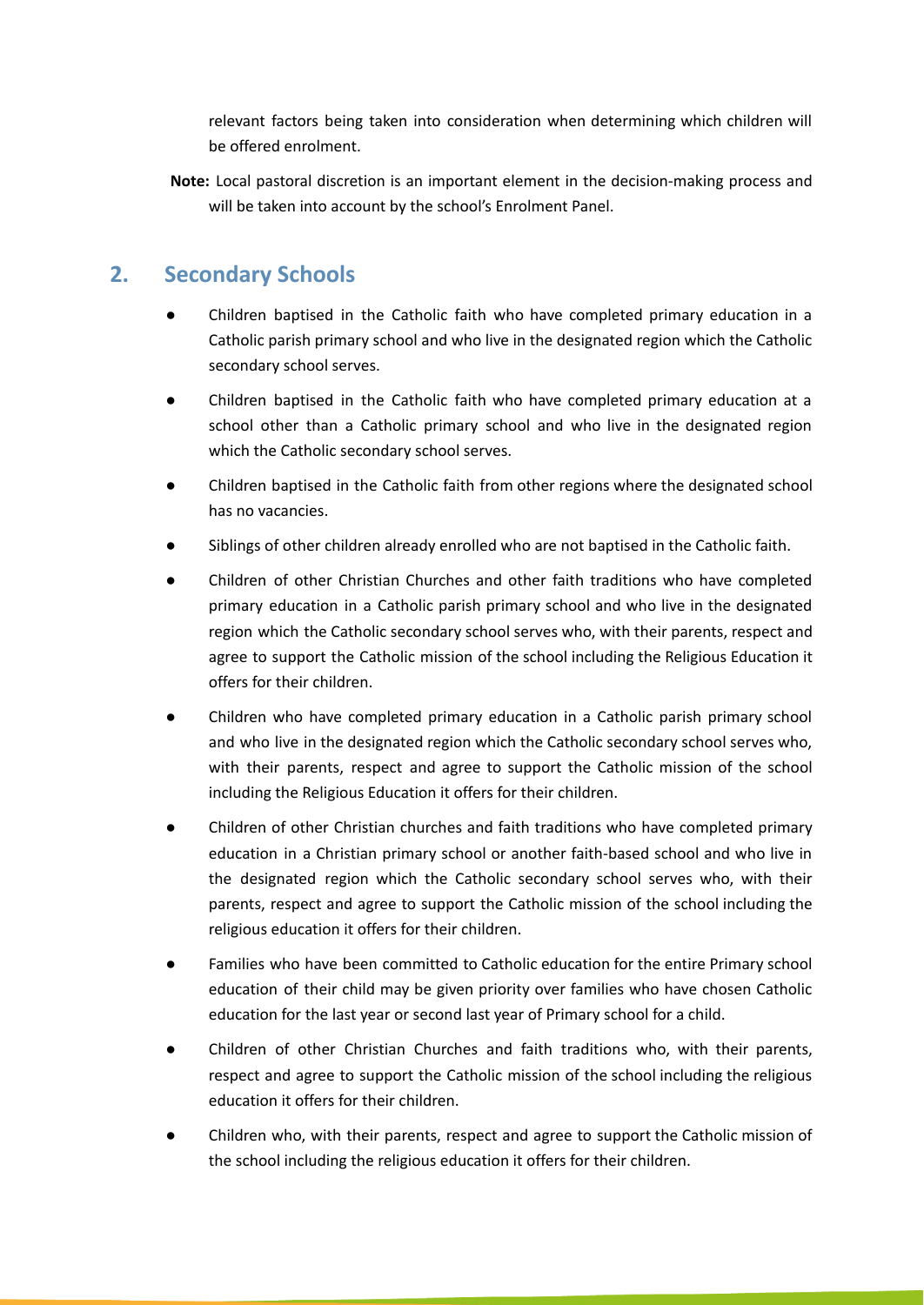relevant factors being taken into consideration when determining which children will be offered enrolment.

**Note:** Local pastoral discretion is an important element in the decision-making process and will be taken into account by the school's Enrolment Panel.

## 2. Secondary Schools

- Children baptised in the Catholic faith who have completed primary education in a Catholic parish primary school and who live in the designated region which the Catholic secondary school serves.
- Children baptised in the Catholic faith who have completed primary education at a school other than a Catholic primary school and who live in the designated region which the Catholic secondary school serves.
- Children baptised in the Catholic faith from other regions where the designated school has no vacancies.
- Siblings of other children already enrolled who are not baptised in the Catholic faith.
- Children of other Christian Churches and other faith traditions who have completed primary education in a Catholic parish primary school and who live in the designated region which the Catholic secondary school serves who, with their parents, respect and agree to support the Catholic mission of the school including the Religious Education it offers for their children.
- Children who have completed primary education in a Catholic parish primary school and who live in the designated region which the Catholic secondary school serves who, with their parents, respect and agree to support the Catholic mission of the school including the Religious Education it offers for their children.
- Children of other Christian churches and faith traditions who have completed primary education in a Christian primary school or another faith-based school and who live in the designated region which the Catholic secondary school serves who, with their parents, respect and agree to support the Catholic mission of the school including the religious education it offers for their children.
- Families who have been committed to Catholic education for the entire Primary school education of their child may be given priority over families who have chosen Catholic education for the last year or second last year of Primary school for a child.
- Children of other Christian Churches and faith traditions who, with their parents, respect and agree to support the Catholic mission of the school including the religious education it offers for their children.
- Children who, with their parents, respect and agree to support the Catholic mission of the school including the religious education it offers for their children.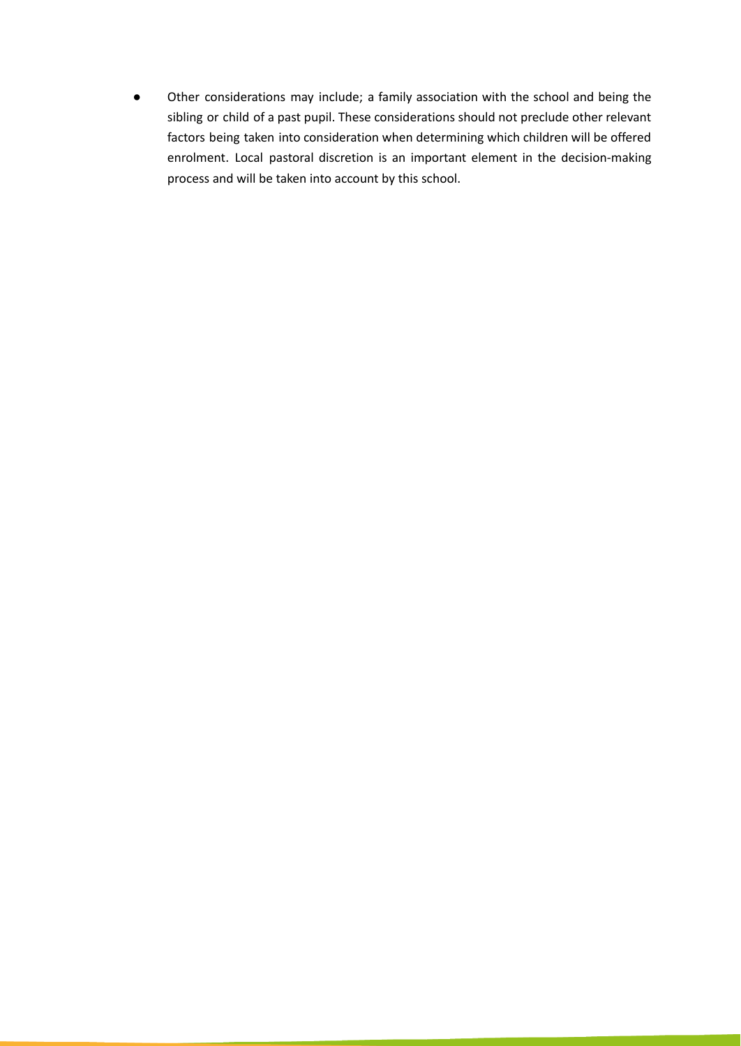- Other considerations may include; a family association with the school and being the sibling or child of a past pupil. These considerations should not preclude other relevant factors being taken into consideration when determining which children will be offered enrolment. Local pastoral discretion is an important element in the decision-making process and will be taken into account by this school.